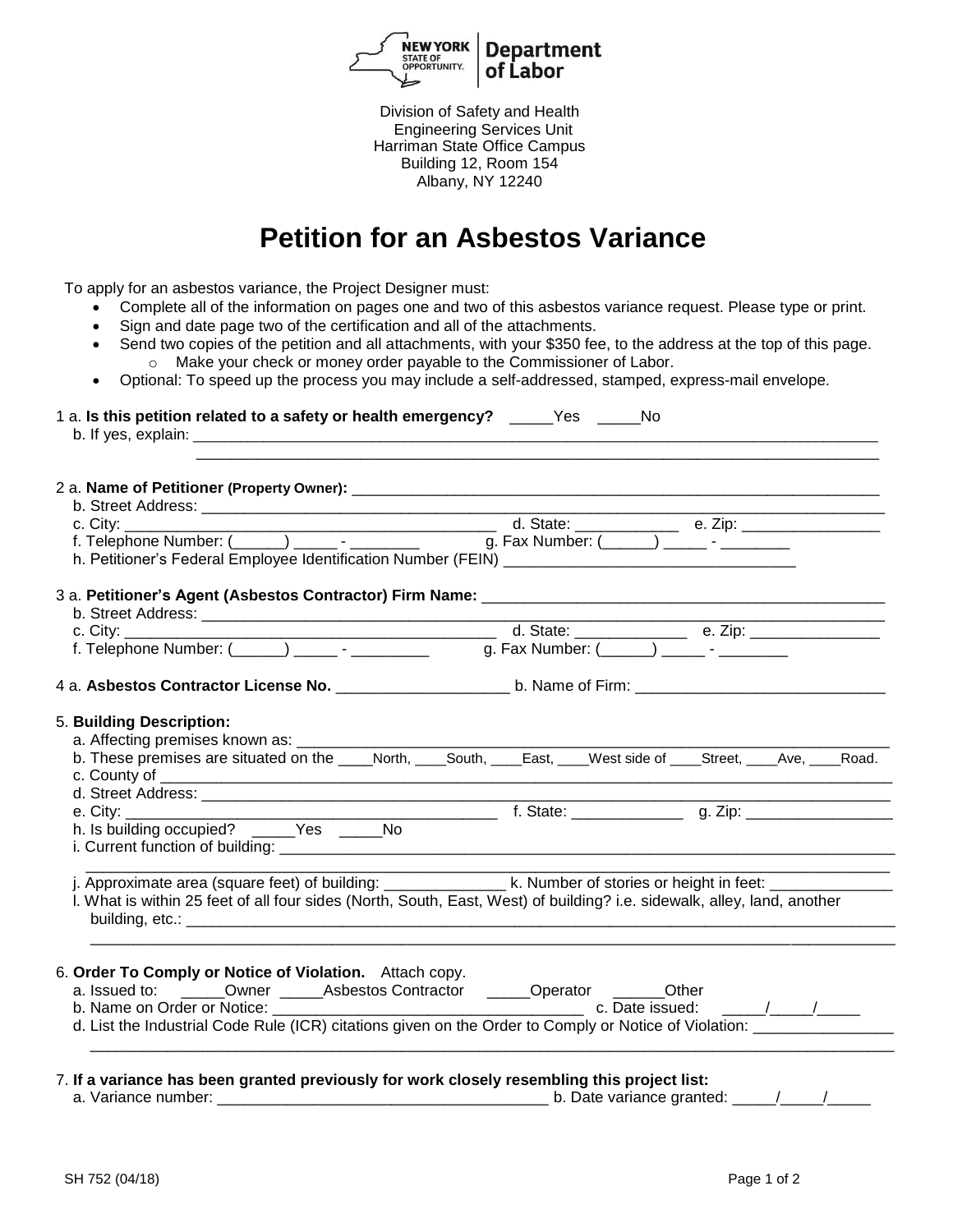NEW YORK STATE OF OPPORTUNITY. | Department of Labor

Division of Safety and Health
Engineering Services Unit
Harriman State Office Campus
Building 12, Room 154
Albany, NY 12240

# Petition for an Asbestos Variance

To apply for an asbestos variance, the Project Designer must:

- Complete all of the information on pages one and two of this asbestos variance request. Please type or print.
- Sign and date page two of the certification and all of the attachments.
- Send two copies of the petition and all attachments, with your $350 fee, to the address at the top of this page.
  - Make your check or money order payable to the Commissioner of Labor.
- Optional: To speed up the process you may include a self-addressed, stamped, express-mail envelope.

1 a. **Is this petition related to a safety or health emergency?** _____Yes _____No
   b. If yes, explain: ______________________________________________________________________________
   ______________________________________________________________________________

2 a. **Name of Petitioner (Property Owner):** ______________________________________________________________
   b. Street Address: ______________________________________________________________________________
   c. City: __________________________________________ d. State: ____________ e. Zip: ________________
   f. Telephone Number: (______) _____ - ________ g. Fax Number: (______) _____ - ________
   h. Petitioner's Federal Employee Identification Number (FEIN) __________________________________

3 a. **Petitioner's Agent (Asbestos Contractor) Firm Name:** ______________________________________________
   b. Street Address: ______________________________________________________________________________
   c. City: __________________________________________ d. State: _____________ e. Zip: _______________
   f. Telephone Number: (______) _____ - _________ g. Fax Number: (______) _____ - ________

4 a. **Asbestos Contractor License No.** ____________________ b. Name of Firm: _____________________________

5. **Building Description:**
   a. Affecting premises known as: ______________________________________________________________
   b. These premises are situated on the ____North, ____South, ____East, ____West side of ____Street, ____Ave, ____Road.
   c. County of ________________________________________________________________________________
   d. Street Address: __________________________________________________________________________
   e. City: __________________________________________ f. State: _____________ g. Zip: _________________
   h. Is building occupied? _____Yes _____No
   i. Current function of building: _______________________________________________________________
   ______________________________________________________________________________
   j. Approximate area (square feet) of building: ______________ k. Number of stories or height in feet: ______________
   l. What is within 25 feet of all four sides (North, South, East, West) of building? i.e. sidewalk, alley, land, another building, etc.: ______________________________________________________________________________
   ______________________________________________________________________________

6. **Order To Comply or Notice of Violation.** Attach copy.
   a. Issued to: _____Owner _____Asbestos Contractor _____Operator ______Other
   b. Name on Order or Notice: ____________________________________ c. Date issued: _____/_____/_____
   d. List the Industrial Code Rule (ICR) citations given on the Order to Comply or Notice of Violation: ________________
   ______________________________________________________________________________

7. **If a variance has been granted previously for work closely resembling this project list:**
   a. Variance number: _______________________________________ b. Date variance granted: _____/_____/_____

SH 752 (04/18)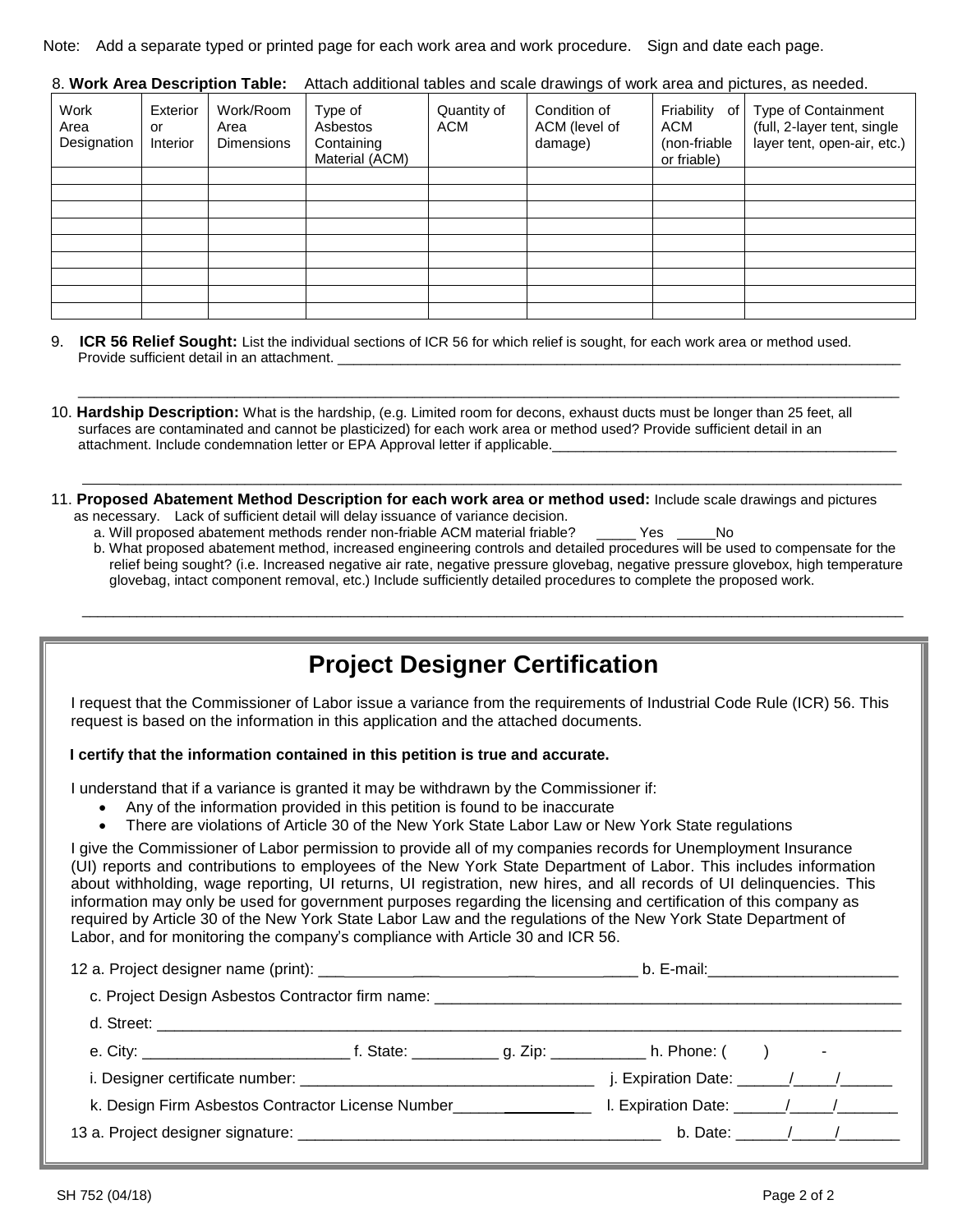Note: Add a separate typed or printed page for each work area and work procedure. Sign and date each page.

8. **Work Area Description Table:** Attach additional tables and scale drawings of work area and pictures, as needed.

| Work Area Designation | Exterior or Interior | Work/Room Area Dimensions | Type of Asbestos Containing Material (ACM) | Quantity of ACM | Condition of ACM (level of damage) | Friability of ACM (non-friable or friable) | Type of Containment (full, 2-layer tent, single layer tent, open-air, etc.) |
|---|---|---|---|---|---|---|---|
| | | | | | | | |
| | | | | | | | |
| | | | | | | | |
| | | | | | | | |
| | | | | | | | |
| | | | | | | | |
| | | | | | | | |
| | | | | | | | |
| | | | | | | | |

9. **ICR 56 Relief Sought:** List the individual sections of ICR 56 for which relief is sought, for each work area or method used. Provide sufficient detail in an attachment. ______________________________________________

______________________________________________

10. **Hardship Description:** What is the hardship, (e.g. Limited room for decons, exhaust ducts must be longer than 25 feet, all surfaces are contaminated and cannot be plasticized) for each work area or method used? Provide sufficient detail in an attachment. Include condemnation letter or EPA Approval letter if applicable.______________________________________________

______________________________________________

11. **Proposed Abatement Method Description for each work area or method used:** Include scale drawings and pictures as necessary. Lack of sufficient detail will delay issuance of variance decision.
    a. Will proposed abatement methods render non-friable ACM material friable? _____ Yes _____No
    b. What proposed abatement method, increased engineering controls and detailed procedures will be used to compensate for the relief being sought? (i.e. Increased negative air rate, negative pressure glovebag, negative pressure glovebox, high temperature glovebag, intact component removal, etc.) Include sufficiently detailed procedures to complete the proposed work.

______________________________________________

## Project Designer Certification

I request that the Commissioner of Labor issue a variance from the requirements of Industrial Code Rule (ICR) 56. This request is based on the information in this application and the attached documents.

**I certify that the information contained in this petition is true and accurate.**

I understand that if a variance is granted it may be withdrawn by the Commissioner if:

- Any of the information provided in this petition is found to be inaccurate
- There are violations of Article 30 of the New York State Labor Law or New York State regulations

I give the Commissioner of Labor permission to provide all of my companies records for Unemployment Insurance (UI) reports and contributions to employees of the New York State Department of Labor. This includes information about withholding, wage reporting, UI returns, UI registration, new hires, and all records of UI delinquencies. This information may only be used for government purposes regarding the licensing and certification of this company as required by Article 30 of the New York State Labor Law and the regulations of the New York State Department of Labor, and for monitoring the company's compliance with Article 30 and ICR 56.

12 a. Project designer name (print): ______________________________ b. E-mail:______________________

c. Project Design Asbestos Contractor firm name: ______________________________________________

d. Street: ______________________________________________

e. City: ________________________ f. State: __________ g. Zip: ___________ h. Phone: ( ) -

i. Designer certificate number: ___________________________________ j. Expiration Date: ______/_____/______

k. Design Firm Asbestos Contractor License Number________________ l. Expiration Date: ______/_____/_______

13 a. Project designer signature: ___________________________________________ b. Date: ______/_____/_______

SH 752 (04/18)